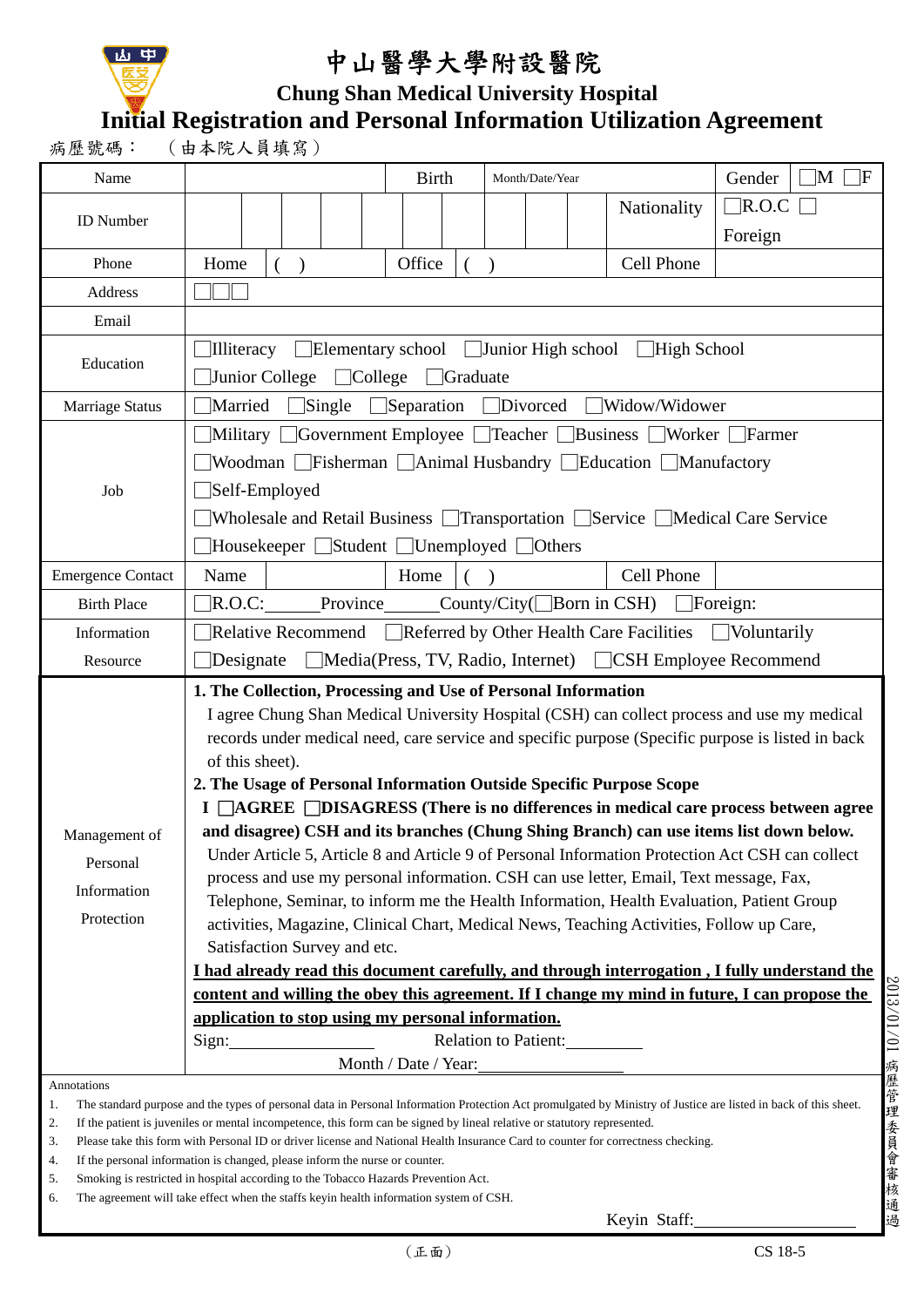# 中山醫學大學附設醫院

## Chung Shan Medical University Hospital

## Initial Registration and Personal Information Utilization Agreement

病歷號碼：　（由本院人員填寫）

| Name | | Birth | Month/Date/Year | Gender | ☐M ☐F |
|---|---|---|---|---|---|
| ID Number | | | | Nationality | ☐R.O.C ☐ Foreign |
| Phone | Home ( ) | Office | ( ) | Cell Phone | |
| Address | ☐☐☐ | | | | |
| Email | | | | | |
| Education | ☐Illiteracy ☐Elementary school ☐Junior High school ☐High School ☐Junior College ☐College ☐Graduate | | | | |
| Marriage Status | ☐Married ☐Single ☐Separation ☐Divorced ☐Widow/Widower | | | | |
| Job | ☐Military ☐Government Employee ☐Teacher ☐Business ☐Worker ☐Farmer ☐Woodman ☐Fisherman ☐Animal Husbandry ☐Education ☐Manufactory ☐Self-Employed ☐Wholesale and Retail Business ☐Transportation ☐Service ☐Medical Care Service ☐Housekeeper ☐Student ☐Unemployed ☐Others | | | | |
| Emergence Contact | Name | Home | ( ) | Cell Phone | |
| Birth Place | ☐R.O.C:\_\_\_\_\_\_Province\_\_\_\_\_\_County/City(☐Born in CSH) ☐Foreign: | | | | |
| Information Resource | ☐Relative Recommend ☐Referred by Other Health Care Facilities ☐Voluntarily ☐Designate ☐Media(Press, TV, Radio, Internet) ☐CSH Employee Recommend | | | | |

**Management of Personal Information Protection**

**1. The Collection, Processing and Use of Personal Information**

I agree Chung Shan Medical University Hospital (CSH) can collect process and use my medical records under medical need, care service and specific purpose (Specific purpose is listed in back of this sheet).

**2. The Usage of Personal Information Outside Specific Purpose Scope**

**I ☐AGREE ☐DISAGRESS (There is no differences in medical care process between agree and disagree) CSH and its branches (Chung Shing Branch) can use items list down below.**

Under Article 5, Article 8 and Article 9 of Personal Information Protection Act CSH can collect process and use my personal information. CSH can use letter, Email, Text message, Fax, Telephone, Seminar, to inform me the Health Information, Health Evaluation, Patient Group activities, Magazine, Clinical Chart, Medical News, Teaching Activities, Follow up Care, Satisfaction Survey and etc.

**I had already read this document carefully, and through interrogation , I fully understand the content and willing the obey this agreement. If I change my mind in future, I can propose the application to stop using my personal information.**

Sign:\_\_\_\_\_\_\_\_\_\_\_\_\_\_\_\_ Relation to Patient:\_\_\_\_\_\_\_\_\_

Month / Date / Year:\_\_\_\_\_\_\_\_\_\_\_\_\_\_\_\_

Annotations

1. The standard purpose and the types of personal data in Personal Information Protection Act promulgated by Ministry of Justice are listed in back of this sheet.
2. If the patient is juveniles or mental incompetence, this form can be signed by lineal relative or statutory represented.
3. Please take this form with Personal ID or driver license and National Health Insurance Card to counter for correctness checking.
4. If the personal information is changed, please inform the nurse or counter.
5. Smoking is restricted in hospital according to the Tobacco Hazards Prevention Act.
6. The agreement will take effect when the staffs keyin health information system of CSH.

Keyin Staff:\_\_\_\_\_\_\_\_\_\_\_\_\_\_\_\_

2013/01/01 病歷管理委員會審核通過

（正面）

CS 18-5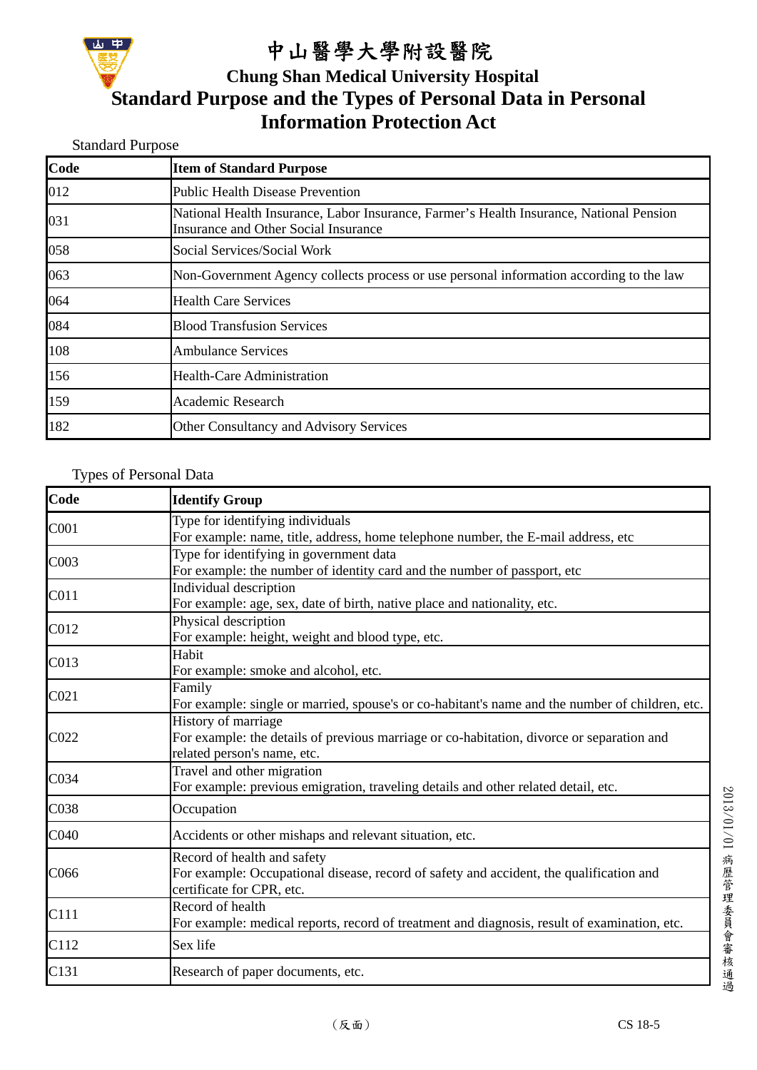# 中山醫學大學附設醫院

## Chung Shan Medical University Hospital

# Standard Purpose and the Types of Personal Data in Personal Information Protection Act

Standard Purpose

| Code | Item of Standard Purpose |
|---|---|
| 012 | Public Health Disease Prevention |
| 031 | National Health Insurance, Labor Insurance, Farmer's Health Insurance, National Pension Insurance and Other Social Insurance |
| 058 | Social Services/Social Work |
| 063 | Non-Government Agency collects process or use personal information according to the law |
| 064 | Health Care Services |
| 084 | Blood Transfusion Services |
| 108 | Ambulance Services |
| 156 | Health-Care Administration |
| 159 | Academic Research |
| 182 | Other Consultancy and Advisory Services |

Types of Personal Data

| Code | Identify Group |
|---|---|
| C001 | Type for identifying individuals<br>For example: name, title, address, home telephone number, the E-mail address, etc |
| C003 | Type for identifying in government data<br>For example: the number of identity card and the number of passport, etc |
| C011 | Individual description<br>For example: age, sex, date of birth, native place and nationality, etc. |
| C012 | Physical description<br>For example: height, weight and blood type, etc. |
| C013 | Habit<br>For example: smoke and alcohol, etc. |
| C021 | Family<br>For example: single or married, spouse's or co-habitant's name and the number of children, etc. |
| C022 | History of marriage<br>For example: the details of previous marriage or co-habitation, divorce or separation and related person's name, etc. |
| C034 | Travel and other migration<br>For example: previous emigration, traveling details and other related detail, etc. |
| C038 | Occupation |
| C040 | Accidents or other mishaps and relevant situation, etc. |
| C066 | Record of health and safety<br>For example: Occupational disease, record of safety and accident, the qualification and certificate for CPR, etc. |
| C111 | Record of health<br>For example: medical reports, record of treatment and diagnosis, result of examination, etc. |
| C112 | Sex life |
| C131 | Research of paper documents, etc. |

2013/01/01 病歷管理委員會審核通過

（反面）

CS 18-5